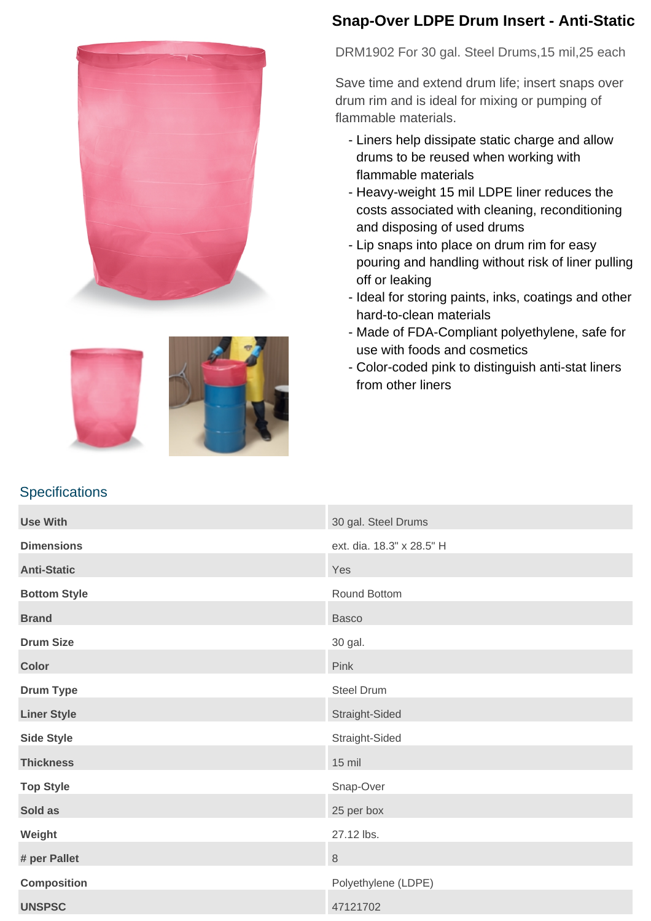# Snap-Over LDPE Drum Insert - Anti-Static

DRM1902 For 30 gal. Steel Drums,15 mil,25 each

Save time and extend drum life; insert snaps over drum rim and is ideal for mixing or pumping of flammable materials.

- Liners help dissipate static charge and allow drums to be reused when working with flammable materials
- Heavy-weight 15 mil LDPE liner reduces the costs associated with cleaning, reconditioning and disposing of used drums
- Lip snaps into place on drum rim for easy pouring and handling without risk of liner pulling off or leaking
- Ideal for storing paints, inks, coatings and other hard-to-clean materials
- Made of FDA-Compliant polyethylene, safe for use with foods and cosmetics
- Color-coded pink to distinguish anti-stat liners from other liners

## Specifications

| | |
|---|---|
| **Use With** | 30 gal. Steel Drums |
| **Dimensions** | ext. dia. 18.3" x 28.5" H |
| **Anti-Static** | Yes |
| **Bottom Style** | Round Bottom |
| **Brand** | Basco |
| **Drum Size** | 30 gal. |
| **Color** | Pink |
| **Drum Type** | Steel Drum |
| **Liner Style** | Straight-Sided |
| **Side Style** | Straight-Sided |
| **Thickness** | 15 mil |
| **Top Style** | Snap-Over |
| **Sold as** | 25 per box |
| **Weight** | 27.12 lbs. |
| **# per Pallet** | 8 |
| **Composition** | Polyethylene (LDPE) |
| **UNSPSC** | 47121702 |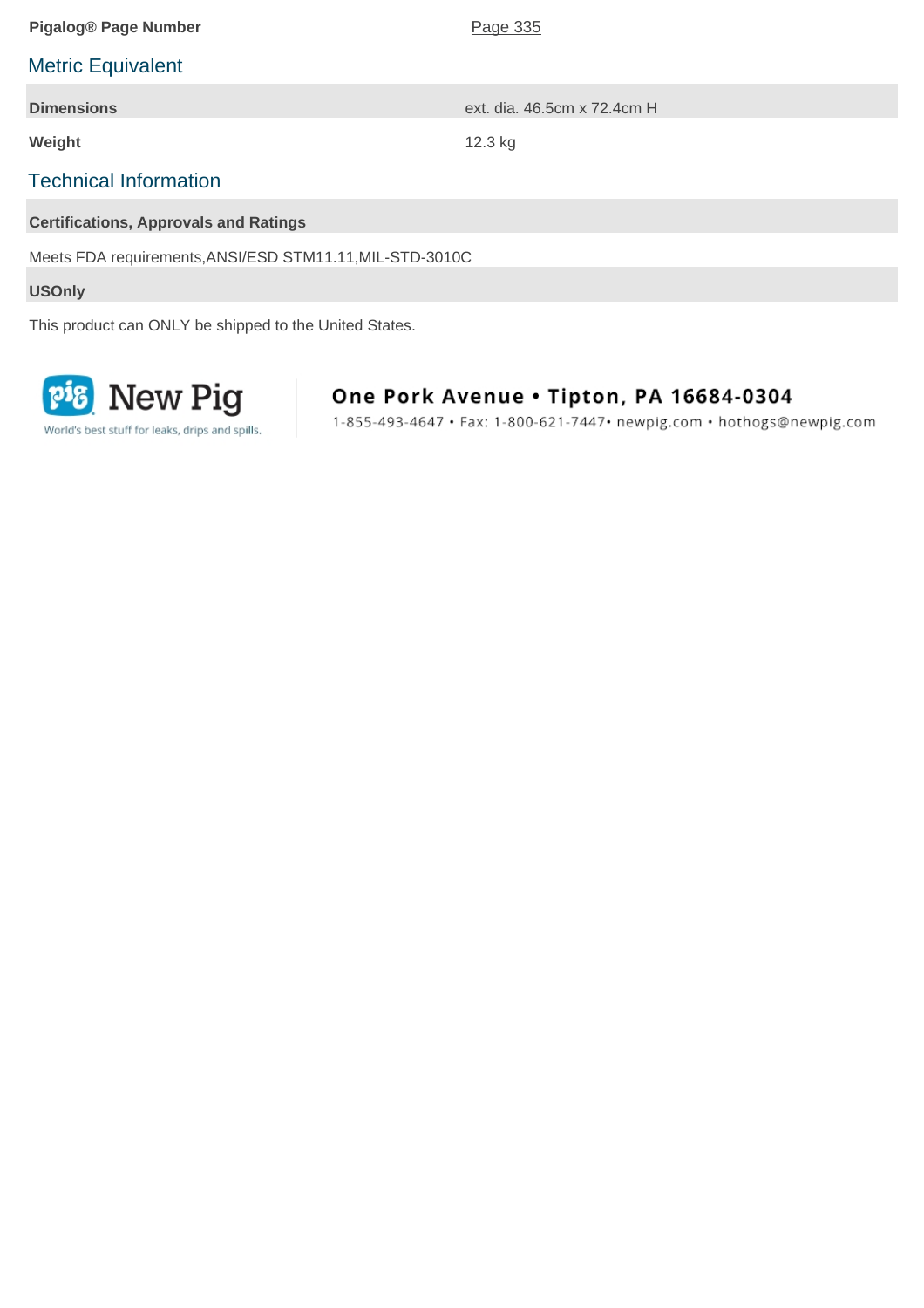| | |
|---|---|
| **Pigalog® Page Number** | Page 335 |

## Metric Equivalent

| | |
|---|---|
| **Dimensions** | ext. dia. 46.5cm x 72.4cm H |
| **Weight** | 12.3 kg |

## Technical Information

**Certifications, Approvals and Ratings**

Meets FDA requirements,ANSI/ESD STM11.11,MIL-STD-3010C

**USOnly**

This product can ONLY be shipped to the United States.

New Pig
World's best stuff for leaks, drips and spills.

**One Pork Avenue • Tipton, PA 16684-0304**
1-855-493-4647 • Fax: 1-800-621-7447• newpig.com • hothogs@newpig.com